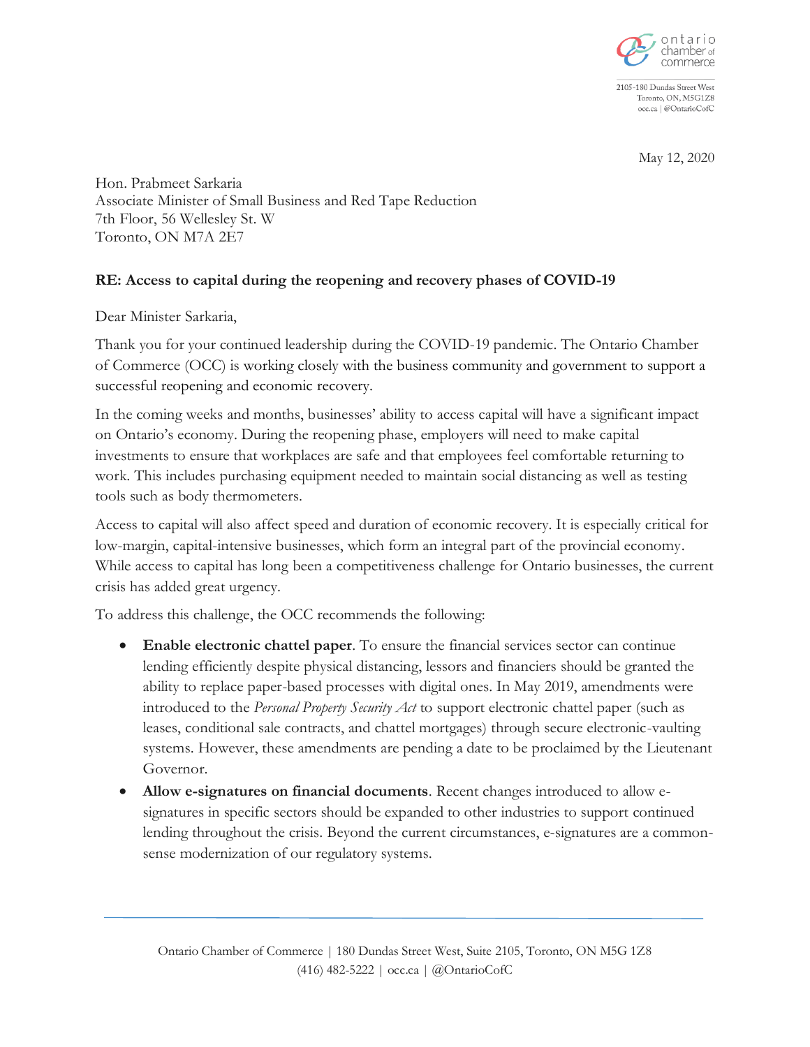ontario chamber of commerce

2105-180 Dundas Street West
Toronto, ON, M5G1Z8
occ.ca | @OntarioCofC

May 12, 2020

Hon. Prabmeet Sarkaria
Associate Minister of Small Business and Red Tape Reduction
7th Floor, 56 Wellesley St. W
Toronto, ON M7A 2E7

**RE: Access to capital during the reopening and recovery phases of COVID-19**

Dear Minister Sarkaria,

Thank you for your continued leadership during the COVID-19 pandemic. The Ontario Chamber of Commerce (OCC) is working closely with the business community and government to support a successful reopening and economic recovery.

In the coming weeks and months, businesses' ability to access capital will have a significant impact on Ontario's economy. During the reopening phase, employers will need to make capital investments to ensure that workplaces are safe and that employees feel comfortable returning to work. This includes purchasing equipment needed to maintain social distancing as well as testing tools such as body thermometers.

Access to capital will also affect speed and duration of economic recovery. It is especially critical for low-margin, capital-intensive businesses, which form an integral part of the provincial economy. While access to capital has long been a competitiveness challenge for Ontario businesses, the current crisis has added great urgency.

To address this challenge, the OCC recommends the following:

- **Enable electronic chattel paper**. To ensure the financial services sector can continue lending efficiently despite physical distancing, lessors and financiers should be granted the ability to replace paper-based processes with digital ones. In May 2019, amendments were introduced to the *Personal Property Security Act* to support electronic chattel paper (such as leases, conditional sale contracts, and chattel mortgages) through secure electronic-vaulting systems. However, these amendments are pending a date to be proclaimed by the Lieutenant Governor.
- **Allow e-signatures on financial documents**. Recent changes introduced to allow e-signatures in specific sectors should be expanded to other industries to support continued lending throughout the crisis. Beyond the current circumstances, e-signatures are a common-sense modernization of our regulatory systems.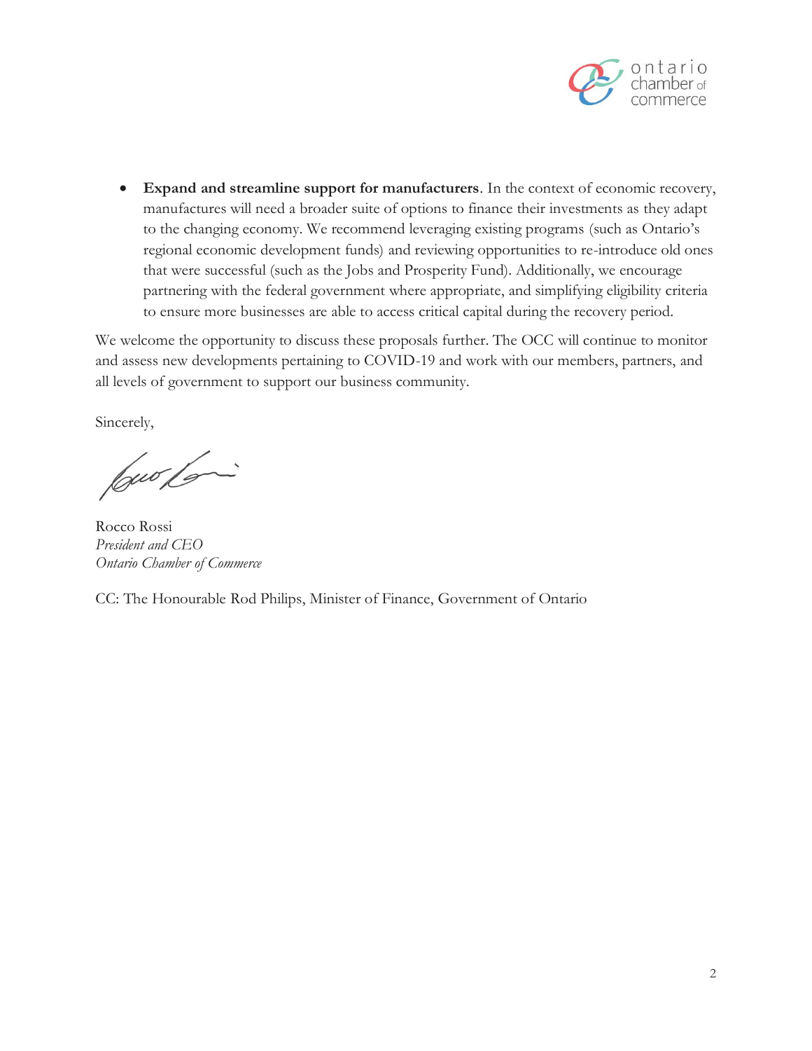- **Expand and streamline support for manufacturers**. In the context of economic recovery, manufactures will need a broader suite of options to finance their investments as they adapt to the changing economy. We recommend leveraging existing programs (such as Ontario's regional economic development funds) and reviewing opportunities to re-introduce old ones that were successful (such as the Jobs and Prosperity Fund). Additionally, we encourage partnering with the federal government where appropriate, and simplifying eligibility criteria to ensure more businesses are able to access critical capital during the recovery period.

We welcome the opportunity to discuss these proposals further. The OCC will continue to monitor and assess new developments pertaining to COVID-19 and work with our members, partners, and all levels of government to support our business community.

Sincerely,

Rocco Rossi
*President and CEO*
*Ontario Chamber of Commerce*

CC: The Honourable Rod Philips, Minister of Finance, Government of Ontario